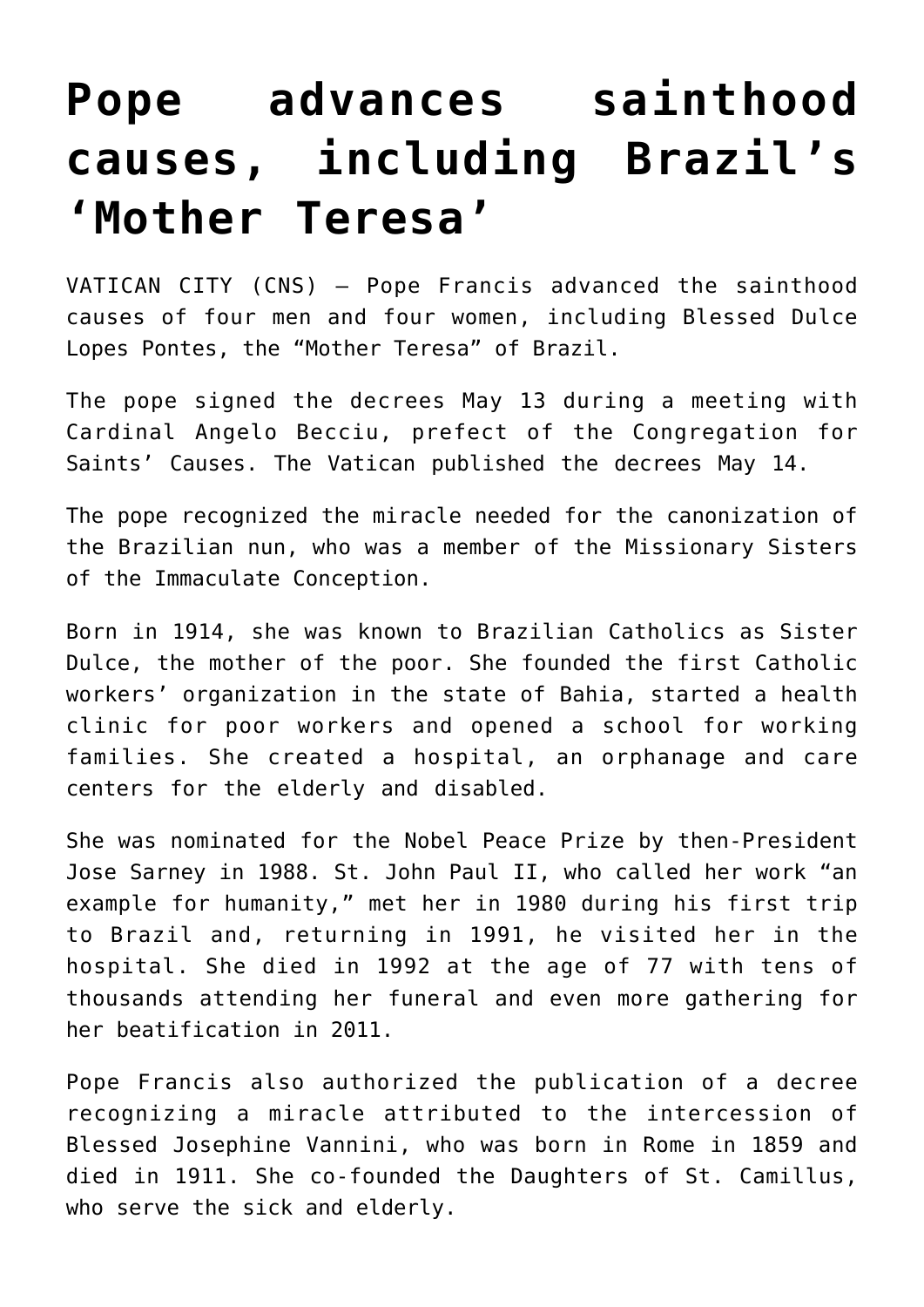# Pope advances sainthood causes, including Brazil's 'Mother Teresa'

VATICAN CITY (CNS) — Pope Francis advanced the sainthood causes of four men and four women, including Blessed Dulce Lopes Pontes, the "Mother Teresa" of Brazil.

The pope signed the decrees May 13 during a meeting with Cardinal Angelo Becciu, prefect of the Congregation for Saints' Causes. The Vatican published the decrees May 14.

The pope recognized the miracle needed for the canonization of the Brazilian nun, who was a member of the Missionary Sisters of the Immaculate Conception.

Born in 1914, she was known to Brazilian Catholics as Sister Dulce, the mother of the poor. She founded the first Catholic workers' organization in the state of Bahia, started a health clinic for poor workers and opened a school for working families. She created a hospital, an orphanage and care centers for the elderly and disabled.

She was nominated for the Nobel Peace Prize by then-President Jose Sarney in 1988. St. John Paul II, who called her work "an example for humanity," met her in 1980 during his first trip to Brazil and, returning in 1991, he visited her in the hospital. She died in 1992 at the age of 77 with tens of thousands attending her funeral and even more gathering for her beatification in 2011.

Pope Francis also authorized the publication of a decree recognizing a miracle attributed to the intercession of Blessed Josephine Vannini, who was born in Rome in 1859 and died in 1911. She co-founded the Daughters of St. Camillus, who serve the sick and elderly.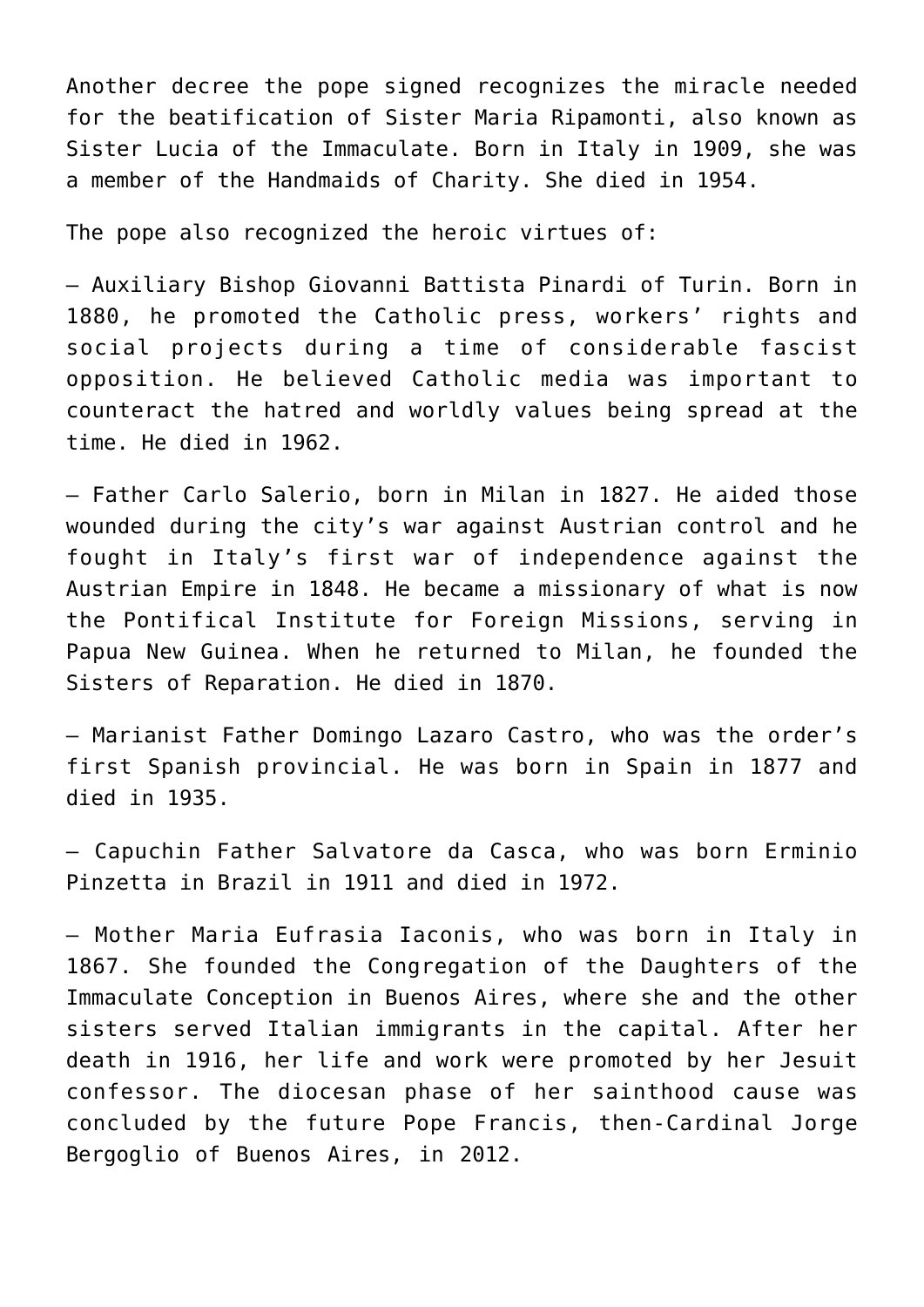Another decree the pope signed recognizes the miracle needed for the beatification of Sister Maria Ripamonti, also known as Sister Lucia of the Immaculate. Born in Italy in 1909, she was a member of the Handmaids of Charity. She died in 1954.

The pope also recognized the heroic virtues of:

— Auxiliary Bishop Giovanni Battista Pinardi of Turin. Born in 1880, he promoted the Catholic press, workers' rights and social projects during a time of considerable fascist opposition. He believed Catholic media was important to counteract the hatred and worldly values being spread at the time. He died in 1962.

— Father Carlo Salerio, born in Milan in 1827. He aided those wounded during the city's war against Austrian control and he fought in Italy's first war of independence against the Austrian Empire in 1848. He became a missionary of what is now the Pontifical Institute for Foreign Missions, serving in Papua New Guinea. When he returned to Milan, he founded the Sisters of Reparation. He died in 1870.

— Marianist Father Domingo Lazaro Castro, who was the order's first Spanish provincial. He was born in Spain in 1877 and died in 1935.

— Capuchin Father Salvatore da Casca, who was born Erminio Pinzetta in Brazil in 1911 and died in 1972.

— Mother Maria Eufrasia Iaconis, who was born in Italy in 1867. She founded the Congregation of the Daughters of the Immaculate Conception in Buenos Aires, where she and the other sisters served Italian immigrants in the capital. After her death in 1916, her life and work were promoted by her Jesuit confessor. The diocesan phase of her sainthood cause was concluded by the future Pope Francis, then-Cardinal Jorge Bergoglio of Buenos Aires, in 2012.